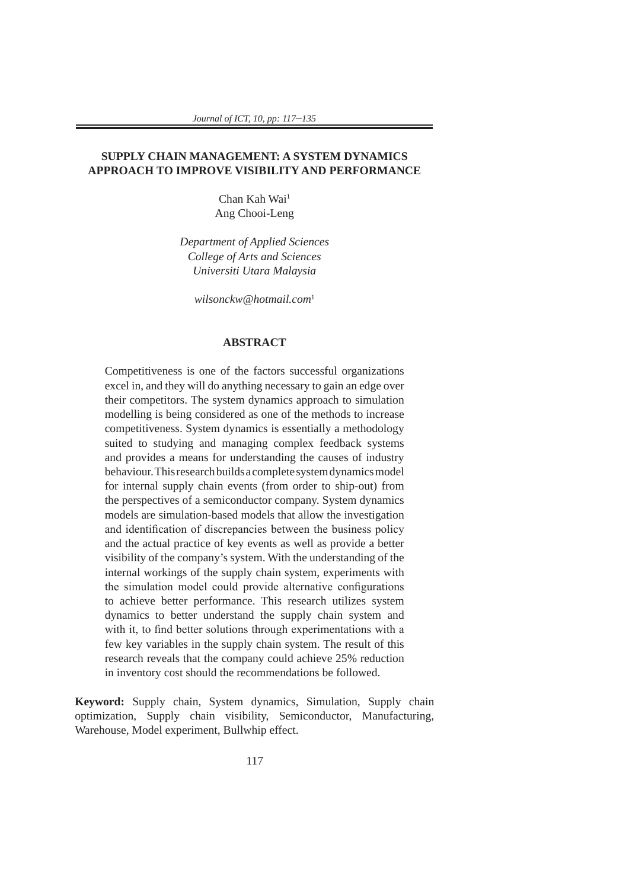# SUPPLY CHAIN MANAGEMENT: A SYSTEM DYNAMICS APPROACH TO IMPROVE VISIBILITY AND PERFORMANCE

Chan Kah Wai[1]
Ang Chooi-Leng

*Department of Applied Sciences*
*College of Arts and Sciences*
*Universiti Utara Malaysia*

*wilsonckw@hotmail.com*[1]

## ABSTRACT

Competitiveness is one of the factors successful organizations excel in, and they will do anything necessary to gain an edge over their competitors. The system dynamics approach to simulation modelling is being considered as one of the methods to increase competitiveness. System dynamics is essentially a methodology suited to studying and managing complex feedback systems and provides a means for understanding the causes of industry behaviour. This research builds a complete system dynamics model for internal supply chain events (from order to ship-out) from the perspectives of a semiconductor company. System dynamics models are simulation-based models that allow the investigation and identification of discrepancies between the business policy and the actual practice of key events as well as provide a better visibility of the company's system. With the understanding of the internal workings of the supply chain system, experiments with the simulation model could provide alternative configurations to achieve better performance. This research utilizes system dynamics to better understand the supply chain system and with it, to find better solutions through experimentations with a few key variables in the supply chain system. The result of this research reveals that the company could achieve 25% reduction in inventory cost should the recommendations be followed.

**Keyword:** Supply chain, System dynamics, Simulation, Supply chain optimization, Supply chain visibility, Semiconductor, Manufacturing, Warehouse, Model experiment, Bullwhip effect.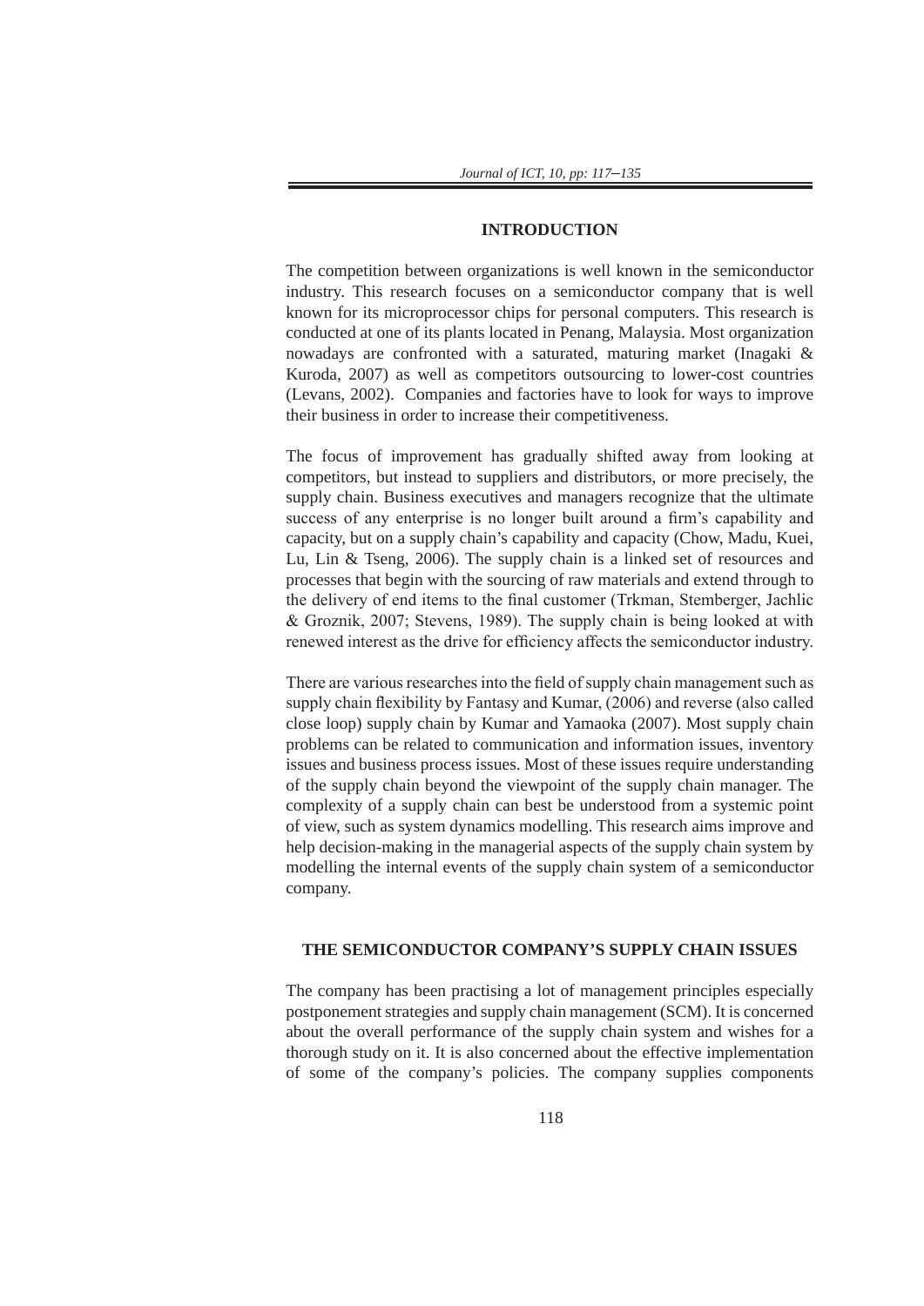## INTRODUCTION

The competition between organizations is well known in the semiconductor industry. This research focuses on a semiconductor company that is well known for its microprocessor chips for personal computers. This research is conducted at one of its plants located in Penang, Malaysia. Most organization nowadays are confronted with a saturated, maturing market (Inagaki & Kuroda, 2007) as well as competitors outsourcing to lower-cost countries (Levans, 2002). Companies and factories have to look for ways to improve their business in order to increase their competitiveness.

The focus of improvement has gradually shifted away from looking at competitors, but instead to suppliers and distributors, or more precisely, the supply chain. Business executives and managers recognize that the ultimate success of any enterprise is no longer built around a firm's capability and capacity, but on a supply chain's capability and capacity (Chow, Madu, Kuei, Lu, Lin & Tseng, 2006). The supply chain is a linked set of resources and processes that begin with the sourcing of raw materials and extend through to the delivery of end items to the final customer (Trkman, Stemberger, Jachlic & Groznik, 2007; Stevens, 1989). The supply chain is being looked at with renewed interest as the drive for efficiency affects the semiconductor industry.

There are various researches into the field of supply chain management such as supply chain flexibility by Fantasy and Kumar, (2006) and reverse (also called close loop) supply chain by Kumar and Yamaoka (2007). Most supply chain problems can be related to communication and information issues, inventory issues and business process issues. Most of these issues require understanding of the supply chain beyond the viewpoint of the supply chain manager. The complexity of a supply chain can best be understood from a systemic point of view, such as system dynamics modelling. This research aims improve and help decision-making in the managerial aspects of the supply chain system by modelling the internal events of the supply chain system of a semiconductor company.

## THE SEMICONDUCTOR COMPANY'S SUPPLY CHAIN ISSUES

The company has been practising a lot of management principles especially postponement strategies and supply chain management (SCM). It is concerned about the overall performance of the supply chain system and wishes for a thorough study on it. It is also concerned about the effective implementation of some of the company's policies. The company supplies components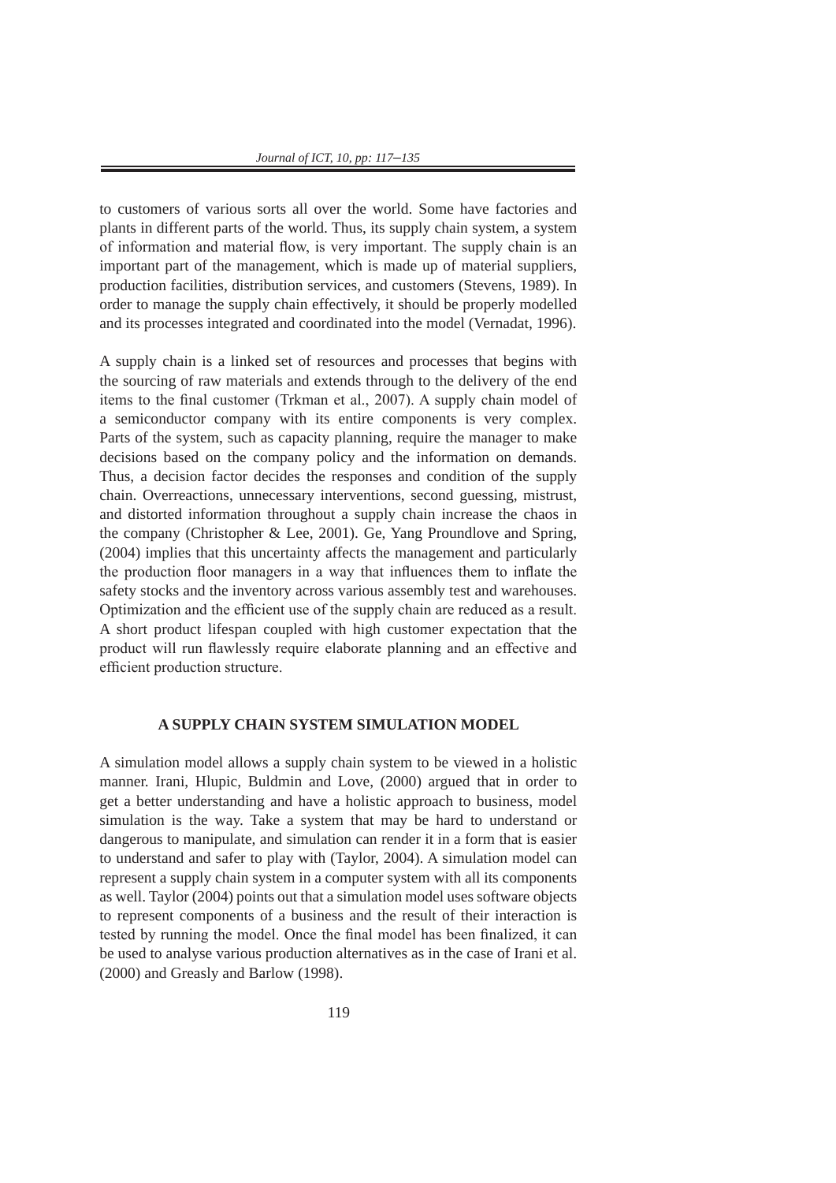to customers of various sorts all over the world. Some have factories and plants in different parts of the world. Thus, its supply chain system, a system of information and material flow, is very important. The supply chain is an important part of the management, which is made up of material suppliers, production facilities, distribution services, and customers (Stevens, 1989). In order to manage the supply chain effectively, it should be properly modelled and its processes integrated and coordinated into the model (Vernadat, 1996).

A supply chain is a linked set of resources and processes that begins with the sourcing of raw materials and extends through to the delivery of the end items to the final customer (Trkman et al., 2007). A supply chain model of a semiconductor company with its entire components is very complex. Parts of the system, such as capacity planning, require the manager to make decisions based on the company policy and the information on demands. Thus, a decision factor decides the responses and condition of the supply chain. Overreactions, unnecessary interventions, second guessing, mistrust, and distorted information throughout a supply chain increase the chaos in the company (Christopher & Lee, 2001). Ge, Yang Proundlove and Spring, (2004) implies that this uncertainty affects the management and particularly the production floor managers in a way that influences them to inflate the safety stocks and the inventory across various assembly test and warehouses. Optimization and the efficient use of the supply chain are reduced as a result. A short product lifespan coupled with high customer expectation that the product will run flawlessly require elaborate planning and an effective and efficient production structure.

## A SUPPLY CHAIN SYSTEM SIMULATION MODEL

A simulation model allows a supply chain system to be viewed in a holistic manner. Irani, Hlupic, Buldmin and Love, (2000) argued that in order to get a better understanding and have a holistic approach to business, model simulation is the way. Take a system that may be hard to understand or dangerous to manipulate, and simulation can render it in a form that is easier to understand and safer to play with (Taylor, 2004). A simulation model can represent a supply chain system in a computer system with all its components as well. Taylor (2004) points out that a simulation model uses software objects to represent components of a business and the result of their interaction is tested by running the model. Once the final model has been finalized, it can be used to analyse various production alternatives as in the case of Irani et al. (2000) and Greasly and Barlow (1998).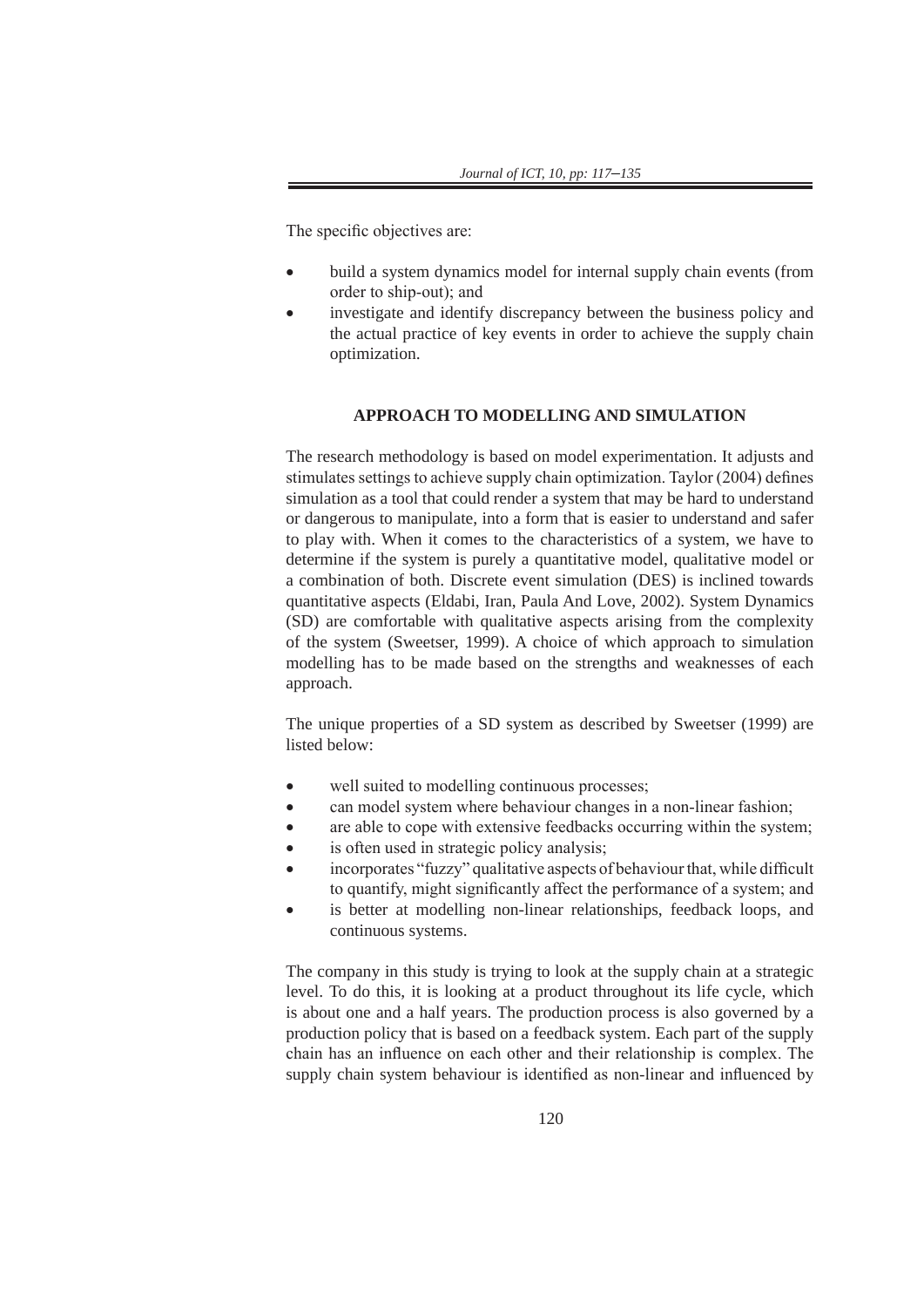The specific objectives are:

- build a system dynamics model for internal supply chain events (from order to ship-out); and
- investigate and identify discrepancy between the business policy and the actual practice of key events in order to achieve the supply chain optimization.

## APPROACH TO MODELLING AND SIMULATION

The research methodology is based on model experimentation. It adjusts and stimulates settings to achieve supply chain optimization. Taylor (2004) defines simulation as a tool that could render a system that may be hard to understand or dangerous to manipulate, into a form that is easier to understand and safer to play with. When it comes to the characteristics of a system, we have to determine if the system is purely a quantitative model, qualitative model or a combination of both. Discrete event simulation (DES) is inclined towards quantitative aspects (Eldabi, Iran, Paula And Love, 2002). System Dynamics (SD) are comfortable with qualitative aspects arising from the complexity of the system (Sweetser, 1999). A choice of which approach to simulation modelling has to be made based on the strengths and weaknesses of each approach.

The unique properties of a SD system as described by Sweetser (1999) are listed below:

- well suited to modelling continuous processes;
- can model system where behaviour changes in a non-linear fashion;
- are able to cope with extensive feedbacks occurring within the system;
- is often used in strategic policy analysis;
- incorporates "fuzzy" qualitative aspects of behaviour that, while difficult to quantify, might significantly affect the performance of a system; and
- is better at modelling non-linear relationships, feedback loops, and continuous systems.

The company in this study is trying to look at the supply chain at a strategic level. To do this, it is looking at a product throughout its life cycle, which is about one and a half years. The production process is also governed by a production policy that is based on a feedback system. Each part of the supply chain has an influence on each other and their relationship is complex. The supply chain system behaviour is identified as non-linear and influenced by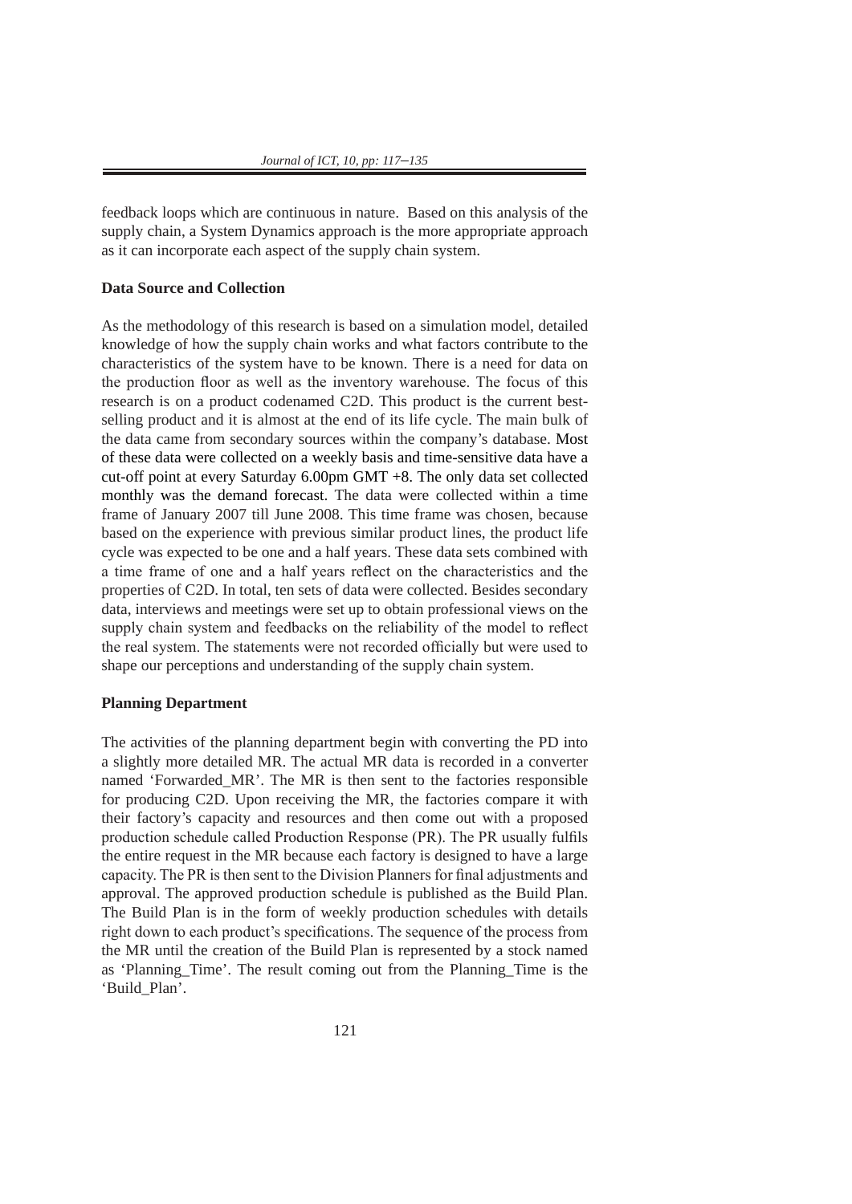feedback loops which are continuous in nature. Based on this analysis of the supply chain, a System Dynamics approach is the more appropriate approach as it can incorporate each aspect of the supply chain system.

**Data Source and Collection**

As the methodology of this research is based on a simulation model, detailed knowledge of how the supply chain works and what factors contribute to the characteristics of the system have to be known. There is a need for data on the production floor as well as the inventory warehouse. The focus of this research is on a product codenamed C2D. This product is the current best-selling product and it is almost at the end of its life cycle. The main bulk of the data came from secondary sources within the company's database. Most of these data were collected on a weekly basis and time-sensitive data have a cut-off point at every Saturday 6.00pm GMT +8. The only data set collected monthly was the demand forecast. The data were collected within a time frame of January 2007 till June 2008. This time frame was chosen, because based on the experience with previous similar product lines, the product life cycle was expected to be one and a half years. These data sets combined with a time frame of one and a half years reflect on the characteristics and the properties of C2D. In total, ten sets of data were collected. Besides secondary data, interviews and meetings were set up to obtain professional views on the supply chain system and feedbacks on the reliability of the model to reflect the real system. The statements were not recorded officially but were used to shape our perceptions and understanding of the supply chain system.

**Planning Department**

The activities of the planning department begin with converting the PD into a slightly more detailed MR. The actual MR data is recorded in a converter named 'Forwarded_MR'. The MR is then sent to the factories responsible for producing C2D. Upon receiving the MR, the factories compare it with their factory's capacity and resources and then come out with a proposed production schedule called Production Response (PR). The PR usually fulfils the entire request in the MR because each factory is designed to have a large capacity. The PR is then sent to the Division Planners for final adjustments and approval. The approved production schedule is published as the Build Plan. The Build Plan is in the form of weekly production schedules with details right down to each product's specifications. The sequence of the process from the MR until the creation of the Build Plan is represented by a stock named as 'Planning_Time'. The result coming out from the Planning_Time is the 'Build_Plan'.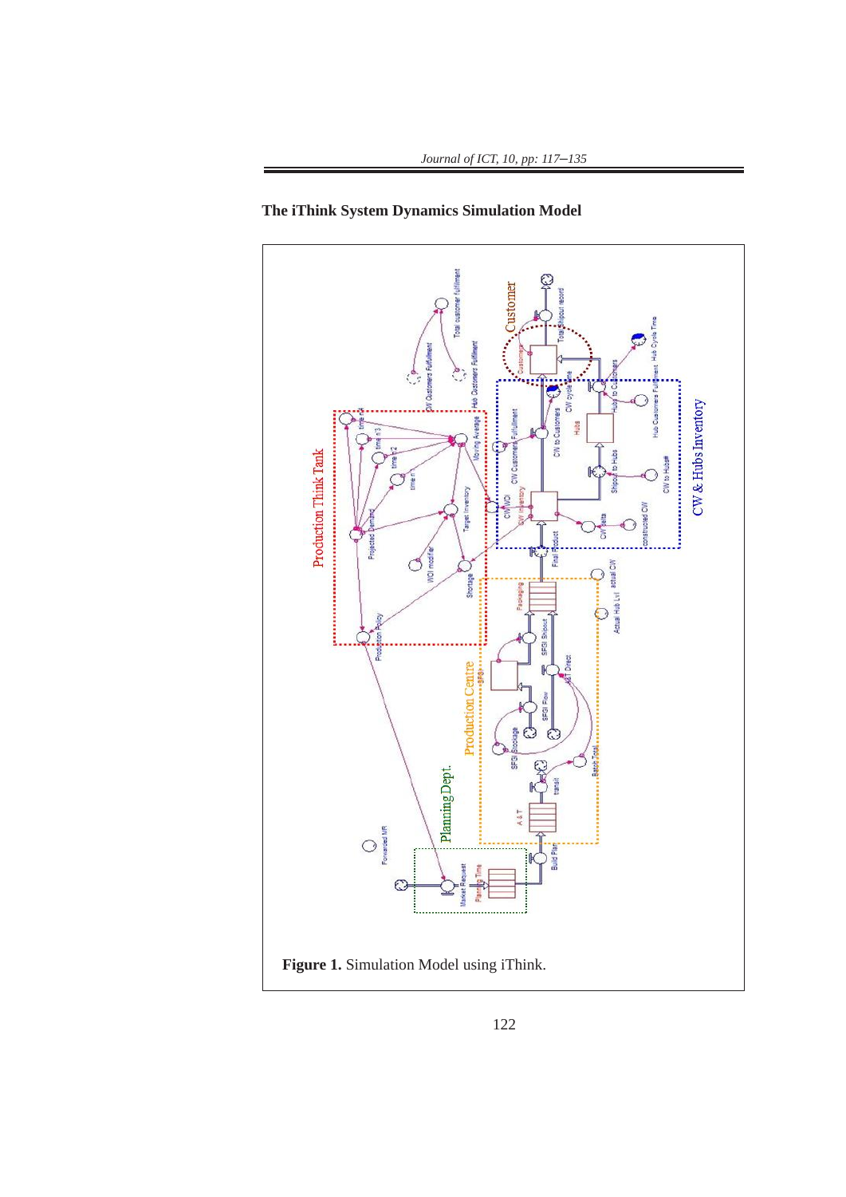## The iThink System Dynamics Simulation Model

**Figure 1.** Simulation Model using iThink.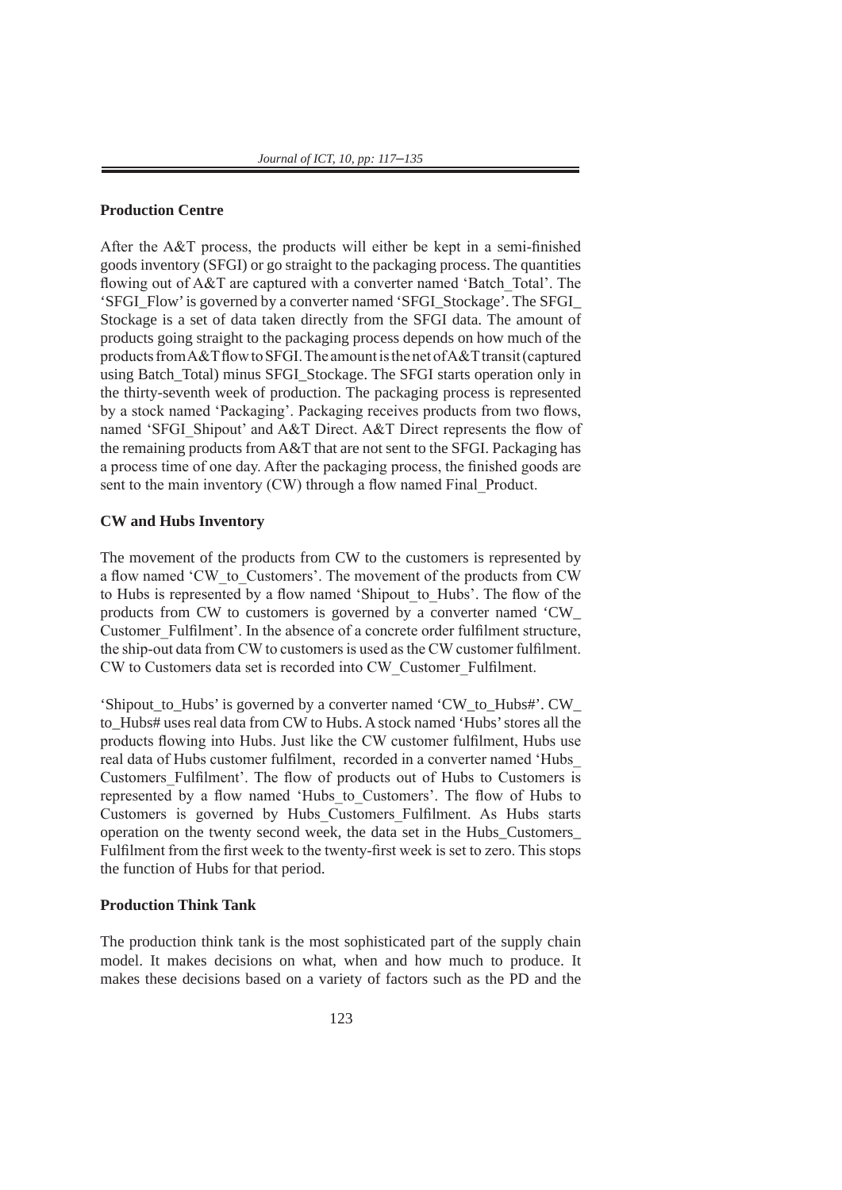### Production Centre

After the A&T process, the products will either be kept in a semi-finished goods inventory (SFGI) or go straight to the packaging process. The quantities flowing out of A&T are captured with a converter named 'Batch_Total'. The 'SFGI_Flow' is governed by a converter named 'SFGI_Stockage'. The SFGI_Stockage is a set of data taken directly from the SFGI data. The amount of products going straight to the packaging process depends on how much of the products from A&T flow to SFGI. The amount is the net of A&T transit (captured using Batch_Total) minus SFGI_Stockage. The SFGI starts operation only in the thirty-seventh week of production. The packaging process is represented by a stock named 'Packaging'. Packaging receives products from two flows, named 'SFGI_Shipout' and A&T Direct. A&T Direct represents the flow of the remaining products from A&T that are not sent to the SFGI. Packaging has a process time of one day. After the packaging process, the finished goods are sent to the main inventory (CW) through a flow named Final_Product.

### CW and Hubs Inventory

The movement of the products from CW to the customers is represented by a flow named 'CW_to_Customers'. The movement of the products from CW to Hubs is represented by a flow named 'Shipout_to_Hubs'. The flow of the products from CW to customers is governed by a converter named 'CW_Customer_Fulfilment'. In the absence of a concrete order fulfilment structure, the ship-out data from CW to customers is used as the CW customer fulfilment. CW to Customers data set is recorded into CW_Customer_Fulfilment.

'Shipout_to_Hubs' is governed by a converter named 'CW_to_Hubs#'. CW_to_Hubs# uses real data from CW to Hubs. A stock named 'Hubs' stores all the products flowing into Hubs. Just like the CW customer fulfilment, Hubs use real data of Hubs customer fulfilment, recorded in a converter named 'Hubs_Customers_Fulfilment'. The flow of products out of Hubs to Customers is represented by a flow named 'Hubs_to_Customers'. The flow of Hubs to Customers is governed by Hubs_Customers_Fulfilment. As Hubs starts operation on the twenty second week, the data set in the Hubs_Customers_Fulfilment from the first week to the twenty-first week is set to zero. This stops the function of Hubs for that period.

### Production Think Tank

The production think tank is the most sophisticated part of the supply chain model. It makes decisions on what, when and how much to produce. It makes these decisions based on a variety of factors such as the PD and the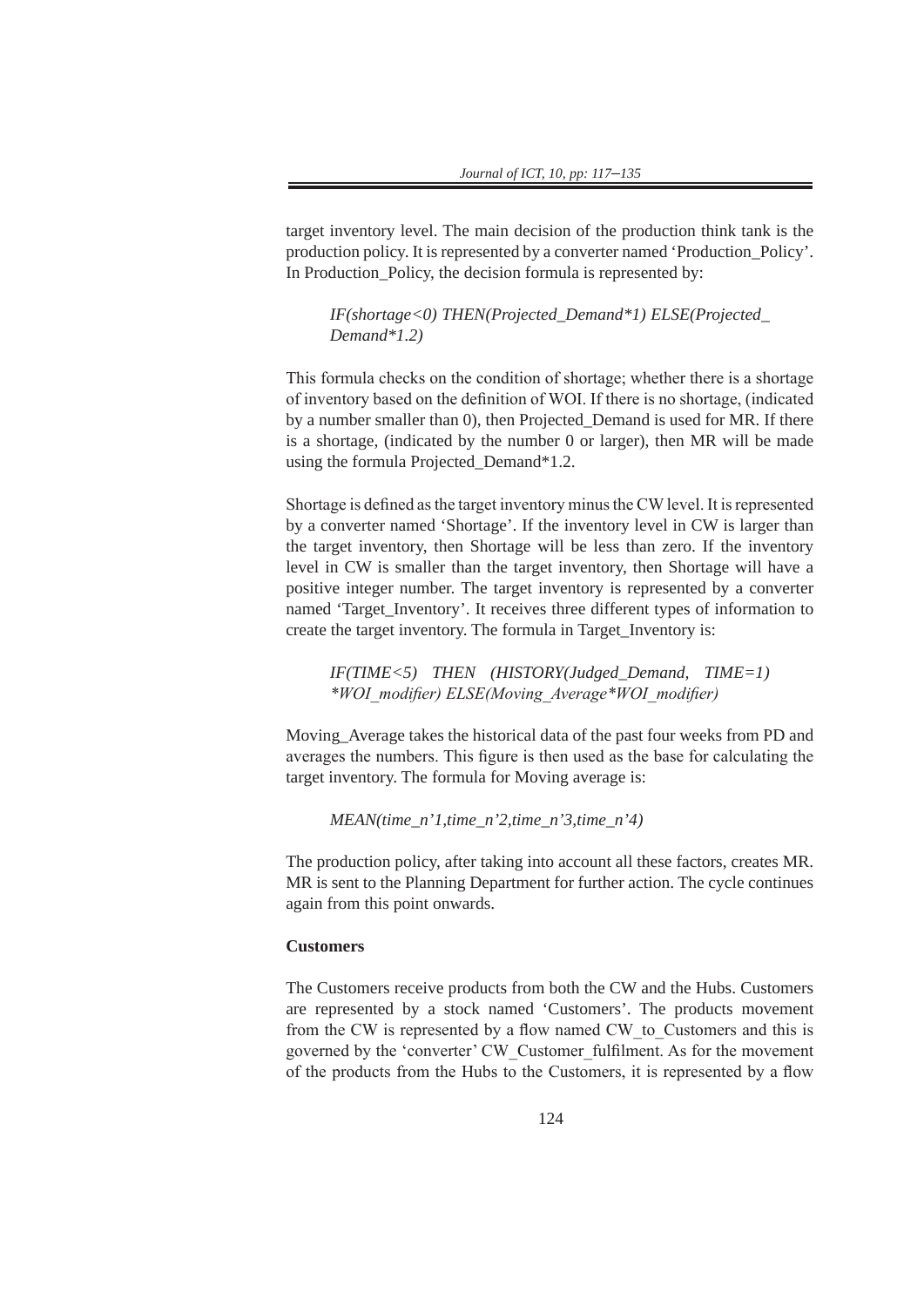target inventory level. The main decision of the production think tank is the production policy. It is represented by a converter named 'Production_Policy'. In Production_Policy, the decision formula is represented by:

*IF(shortage<0) THEN(Projected_Demand*1) ELSE(Projected_Demand*1.2)*

This formula checks on the condition of shortage; whether there is a shortage of inventory based on the definition of WOI. If there is no shortage, (indicated by a number smaller than 0), then Projected_Demand is used for MR. If there is a shortage, (indicated by the number 0 or larger), then MR will be made using the formula Projected_Demand*1.2.

Shortage is defined as the target inventory minus the CW level. It is represented by a converter named 'Shortage'. If the inventory level in CW is larger than the target inventory, then Shortage will be less than zero. If the inventory level in CW is smaller than the target inventory, then Shortage will have a positive integer number. The target inventory is represented by a converter named 'Target_Inventory'. It receives three different types of information to create the target inventory. The formula in Target_Inventory is:

*IF(TIME<5) THEN (HISTORY(Judged_Demand, TIME=1) *WOI_modifier) ELSE(Moving_Average*WOI_modifier)*

Moving_Average takes the historical data of the past four weeks from PD and averages the numbers. This figure is then used as the base for calculating the target inventory. The formula for Moving average is:

*MEAN(time_n'1,time_n'2,time_n'3,time_n'4)*

The production policy, after taking into account all these factors, creates MR. MR is sent to the Planning Department for further action. The cycle continues again from this point onwards.

**Customers**

The Customers receive products from both the CW and the Hubs. Customers are represented by a stock named 'Customers'. The products movement from the CW is represented by a flow named CW_to_Customers and this is governed by the 'converter' CW_Customer_fulfilment. As for the movement of the products from the Hubs to the Customers, it is represented by a flow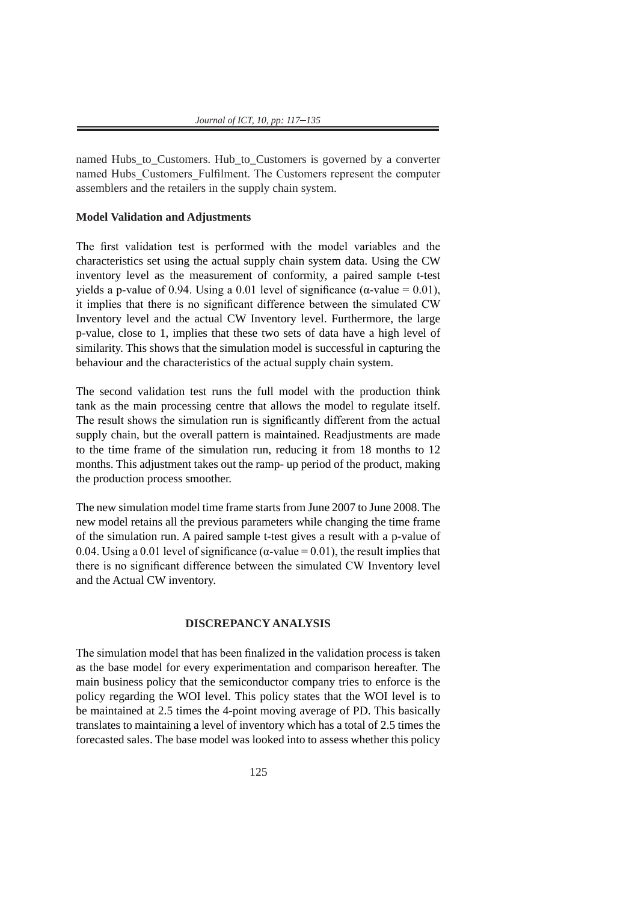named Hubs_to_Customers. Hub_to_Customers is governed by a converter named Hubs_Customers_Fulfilment. The Customers represent the computer assemblers and the retailers in the supply chain system.

**Model Validation and Adjustments**

The first validation test is performed with the model variables and the characteristics set using the actual supply chain system data. Using the CW inventory level as the measurement of conformity, a paired sample t-test yields a p-value of 0.94. Using a 0.01 level of significance ($\alpha$-value = 0.01), it implies that there is no significant difference between the simulated CW Inventory level and the actual CW Inventory level. Furthermore, the large p-value, close to 1, implies that these two sets of data have a high level of similarity. This shows that the simulation model is successful in capturing the behaviour and the characteristics of the actual supply chain system.

The second validation test runs the full model with the production think tank as the main processing centre that allows the model to regulate itself. The result shows the simulation run is significantly different from the actual supply chain, but the overall pattern is maintained. Readjustments are made to the time frame of the simulation run, reducing it from 18 months to 12 months. This adjustment takes out the ramp- up period of the product, making the production process smoother.

The new simulation model time frame starts from June 2007 to June 2008. The new model retains all the previous parameters while changing the time frame of the simulation run. A paired sample t-test gives a result with a p-value of 0.04. Using a 0.01 level of significance ($\alpha$-value = 0.01), the result implies that there is no significant difference between the simulated CW Inventory level and the Actual CW inventory.

## DISCREPANCY ANALYSIS

The simulation model that has been finalized in the validation process is taken as the base model for every experimentation and comparison hereafter. The main business policy that the semiconductor company tries to enforce is the policy regarding the WOI level. This policy states that the WOI level is to be maintained at 2.5 times the 4-point moving average of PD. This basically translates to maintaining a level of inventory which has a total of 2.5 times the forecasted sales. The base model was looked into to assess whether this policy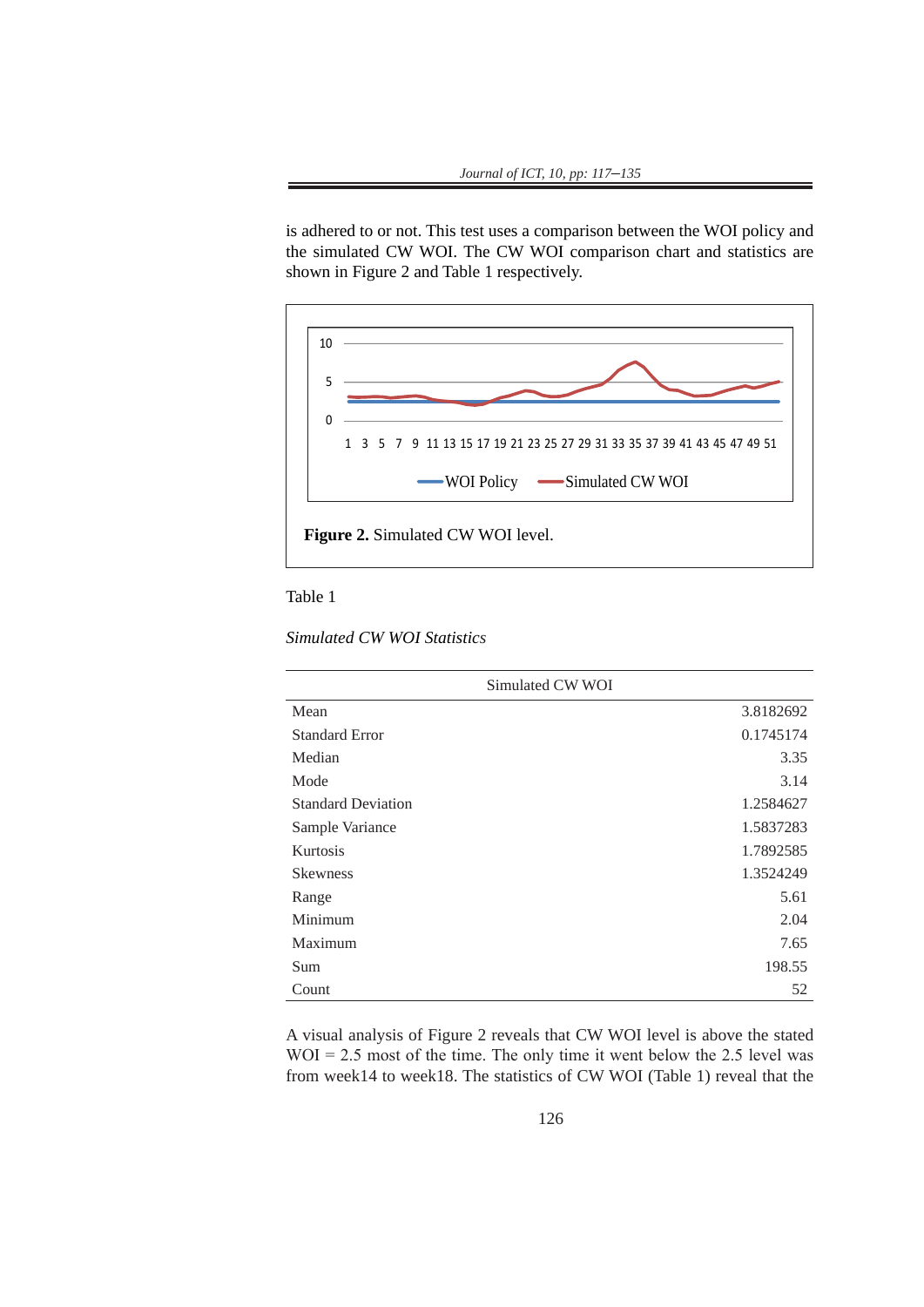is adhered to or not. This test uses a comparison between the WOI policy and the simulated CW WOI. The CW WOI comparison chart and statistics are shown in Figure 2 and Table 1 respectively.

**Figure 2.** Simulated CW WOI level.

Table 1

*Simulated CW WOI Statistics*

| | Simulated CW WOI |
|---|---:|
| Mean | 3.8182692 |
| Standard Error | 0.1745174 |
| Median | 3.35 |
| Mode | 3.14 |
| Standard Deviation | 1.2584627 |
| Sample Variance | 1.5837283 |
| Kurtosis | 1.7892585 |
| Skewness | 1.3524249 |
| Range | 5.61 |
| Minimum | 2.04 |
| Maximum | 7.65 |
| Sum | 198.55 |
| Count | 52 |

A visual analysis of Figure 2 reveals that CW WOI level is above the stated WOI = 2.5 most of the time. The only time it went below the 2.5 level was from week14 to week18. The statistics of CW WOI (Table 1) reveal that the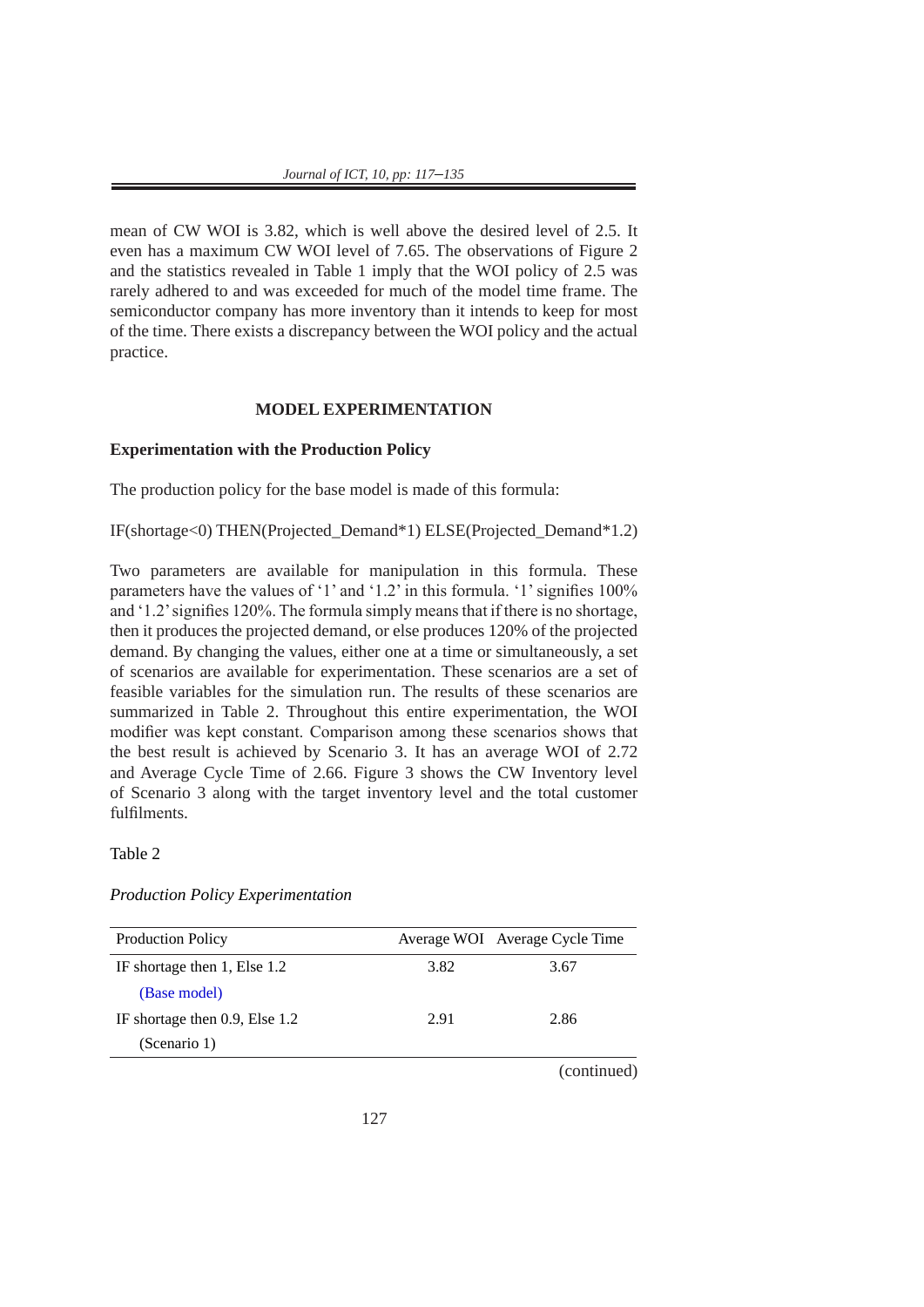mean of CW WOI is 3.82, which is well above the desired level of 2.5. It even has a maximum CW WOI level of 7.65. The observations of Figure 2 and the statistics revealed in Table 1 imply that the WOI policy of 2.5 was rarely adhered to and was exceeded for much of the model time frame. The semiconductor company has more inventory than it intends to keep for most of the time. There exists a discrepancy between the WOI policy and the actual practice.

## MODEL EXPERIMENTATION

### Experimentation with the Production Policy

The production policy for the base model is made of this formula:

IF(shortage<0) THEN(Projected_Demand*1) ELSE(Projected_Demand*1.2)

Two parameters are available for manipulation in this formula. These parameters have the values of '1' and '1.2' in this formula. '1' signifies 100% and '1.2' signifies 120%. The formula simply means that if there is no shortage, then it produces the projected demand, or else produces 120% of the projected demand. By changing the values, either one at a time or simultaneously, a set of scenarios are available for experimentation. These scenarios are a set of feasible variables for the simulation run. The results of these scenarios are summarized in Table 2. Throughout this entire experimentation, the WOI modifier was kept constant. Comparison among these scenarios shows that the best result is achieved by Scenario 3. It has an average WOI of 2.72 and Average Cycle Time of 2.66. Figure 3 shows the CW Inventory level of Scenario 3 along with the target inventory level and the total customer fulfilments.

Table 2

*Production Policy Experimentation*

| Production Policy | Average WOI | Average Cycle Time |
|---|---|---|
| IF shortage then 1, Else 1.2 (Base model) | 3.82 | 3.67 |
| IF shortage then 0.9, Else 1.2 (Scenario 1) | 2.91 | 2.86 |

(continued)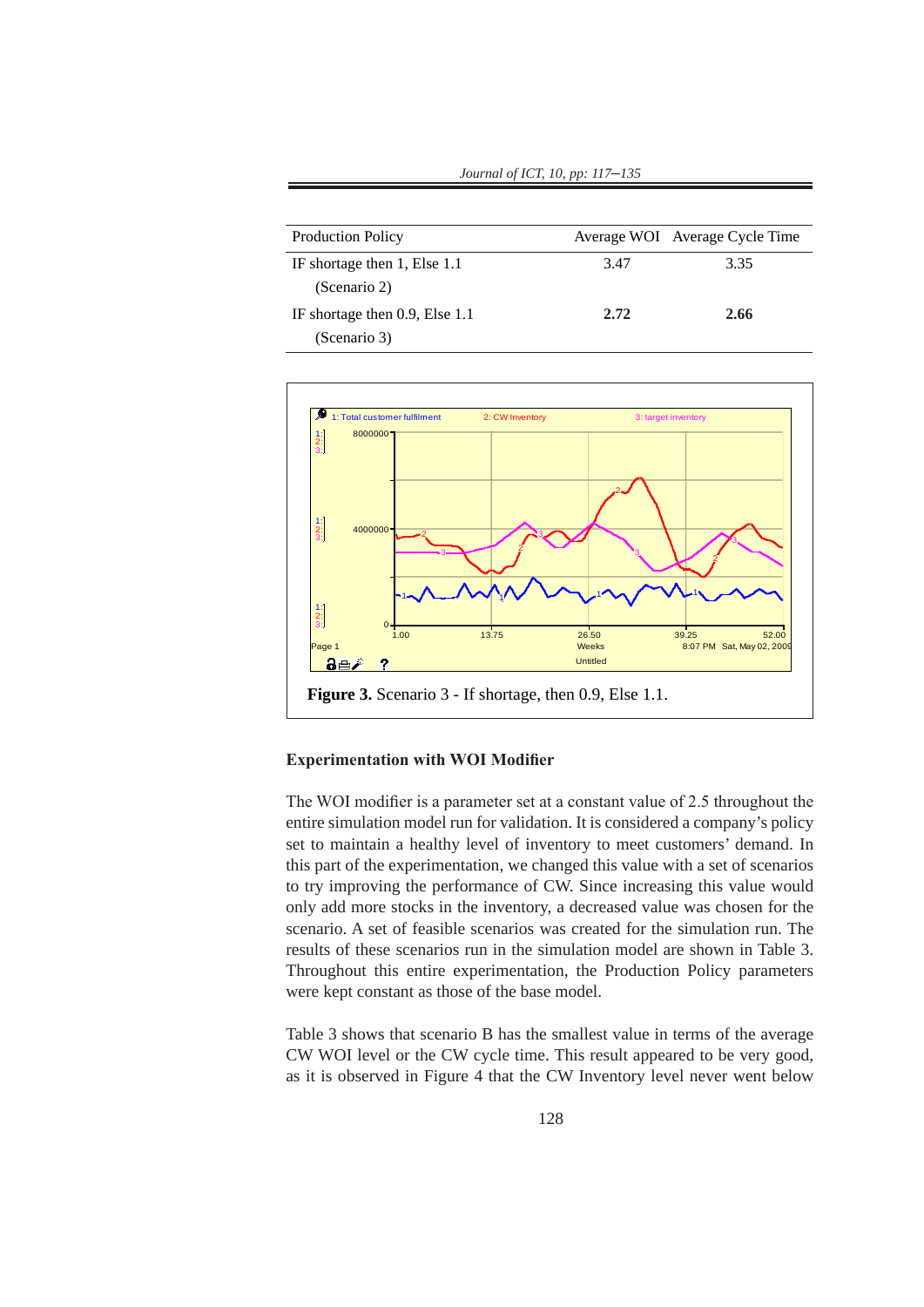| Production Policy | Average WOI | Average Cycle Time |
|---|---|---|
| IF shortage then 1, Else 1.1 (Scenario 2) | 3.47 | 3.35 |
| IF shortage then 0.9, Else 1.1 (Scenario 3) | **2.72** | **2.66** |

**Figure 3.** Scenario 3 - If shortage, then 0.9, Else 1.1.

### Experimentation with WOI Modifier

The WOI modifier is a parameter set at a constant value of 2.5 throughout the entire simulation model run for validation. It is considered a company's policy set to maintain a healthy level of inventory to meet customers' demand. In this part of the experimentation, we changed this value with a set of scenarios to try improving the performance of CW. Since increasing this value would only add more stocks in the inventory, a decreased value was chosen for the scenario. A set of feasible scenarios was created for the simulation run. The results of these scenarios run in the simulation model are shown in Table 3. Throughout this entire experimentation, the Production Policy parameters were kept constant as those of the base model.

Table 3 shows that scenario B has the smallest value in terms of the average CW WOI level or the CW cycle time. This result appeared to be very good, as it is observed in Figure 4 that the CW Inventory level never went below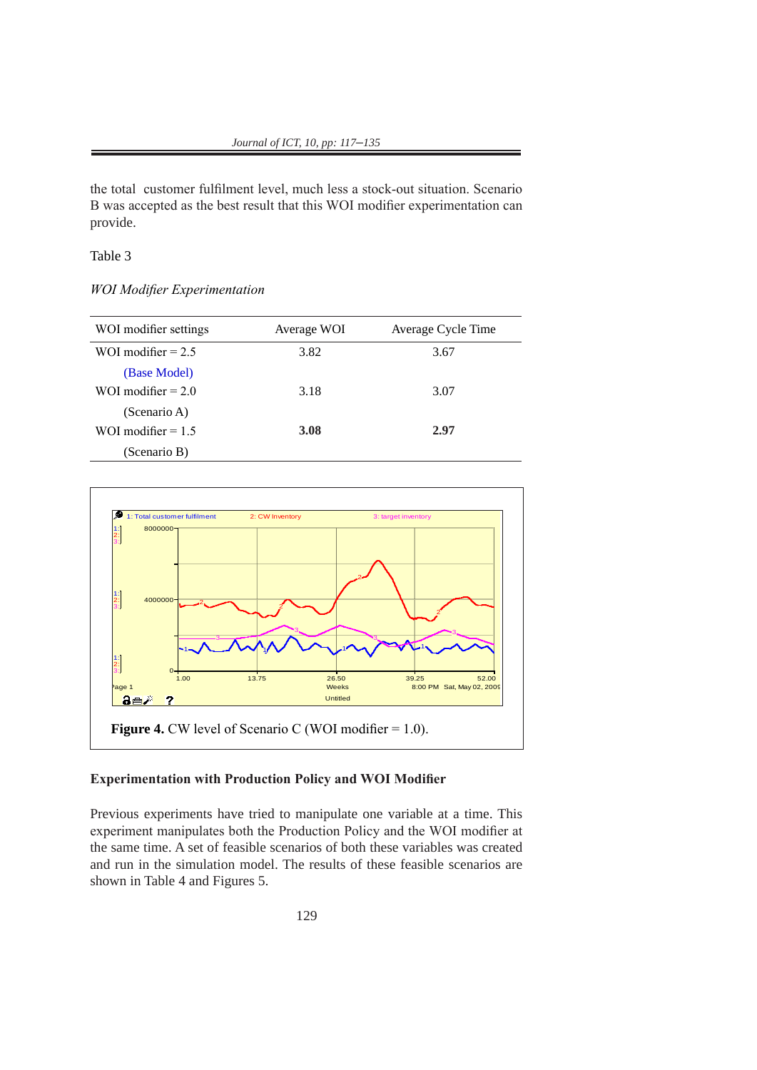the total customer fulfilment level, much less a stock-out situation. Scenario B was accepted as the best result that this WOI modifier experimentation can provide.

Table 3

*WOI Modifier Experimentation*

| WOI modifier settings | Average WOI | Average Cycle Time |
|---|---|---|
| WOI modifier = 2.5 (Base Model) | 3.82 | 3.67 |
| WOI modifier = 2.0 (Scenario A) | 3.18 | 3.07 |
| WOI modifier = 1.5 (Scenario B) | **3.08** | **2.97** |

**Figure 4.** CW level of Scenario C (WOI modifier = 1.0).

### Experimentation with Production Policy and WOI Modifier

Previous experiments have tried to manipulate one variable at a time. This experiment manipulates both the Production Policy and the WOI modifier at the same time. A set of feasible scenarios of both these variables was created and run in the simulation model. The results of these feasible scenarios are shown in Table 4 and Figures 5.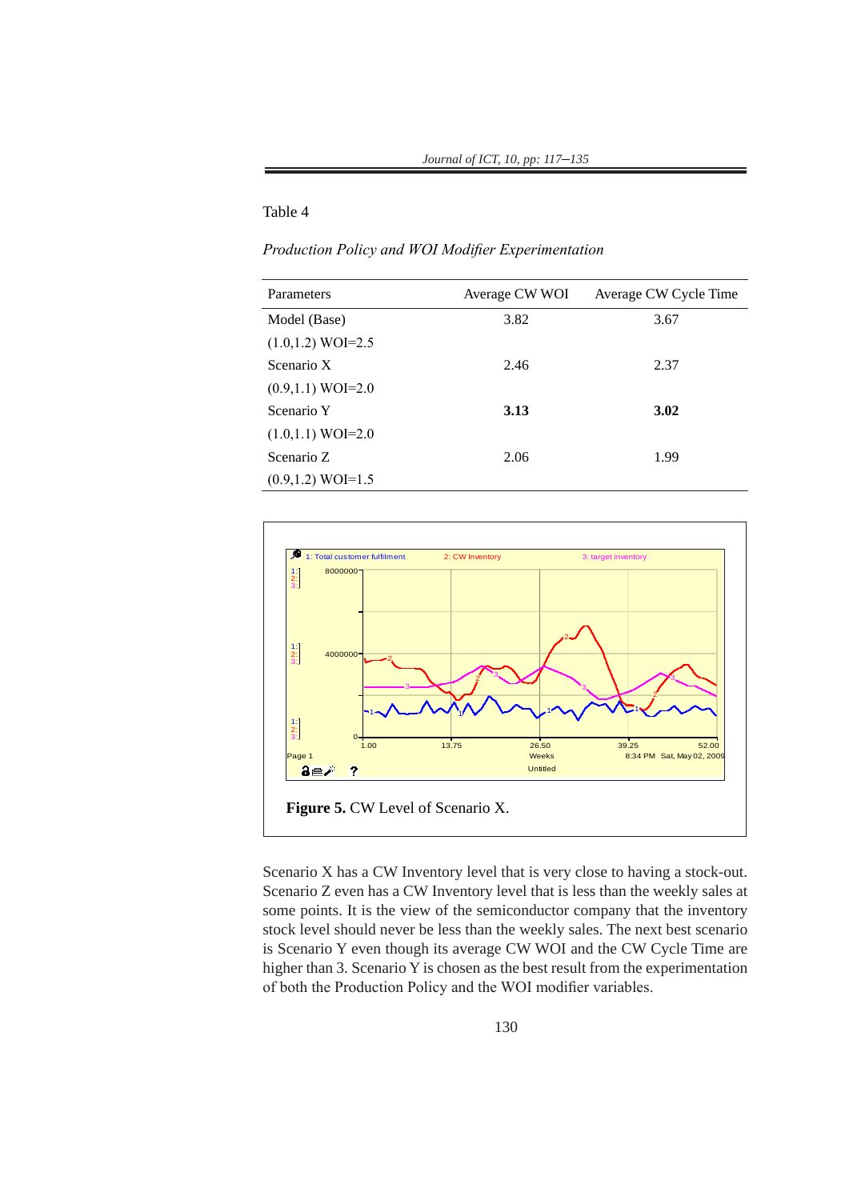Table 4

*Production Policy and WOI Modifier Experimentation*

| Parameters | Average CW WOI | Average CW Cycle Time |
|---|---|---|
| Model (Base) | 3.82 | 3.67 |
| (1.0,1.2) WOI=2.5 | | |
| Scenario X | 2.46 | 2.37 |
| (0.9,1.1) WOI=2.0 | | |
| Scenario Y | **3.13** | **3.02** |
| (1.0,1.1) WOI=2.0 | | |
| Scenario Z | 2.06 | 1.99 |
| (0.9,1.2) WOI=1.5 | | |

**Figure 5.** CW Level of Scenario X.

Scenario X has a CW Inventory level that is very close to having a stock-out. Scenario Z even has a CW Inventory level that is less than the weekly sales at some points. It is the view of the semiconductor company that the inventory stock level should never be less than the weekly sales. The next best scenario is Scenario Y even though its average CW WOI and the CW Cycle Time are higher than 3. Scenario Y is chosen as the best result from the experimentation of both the Production Policy and the WOI modifier variables.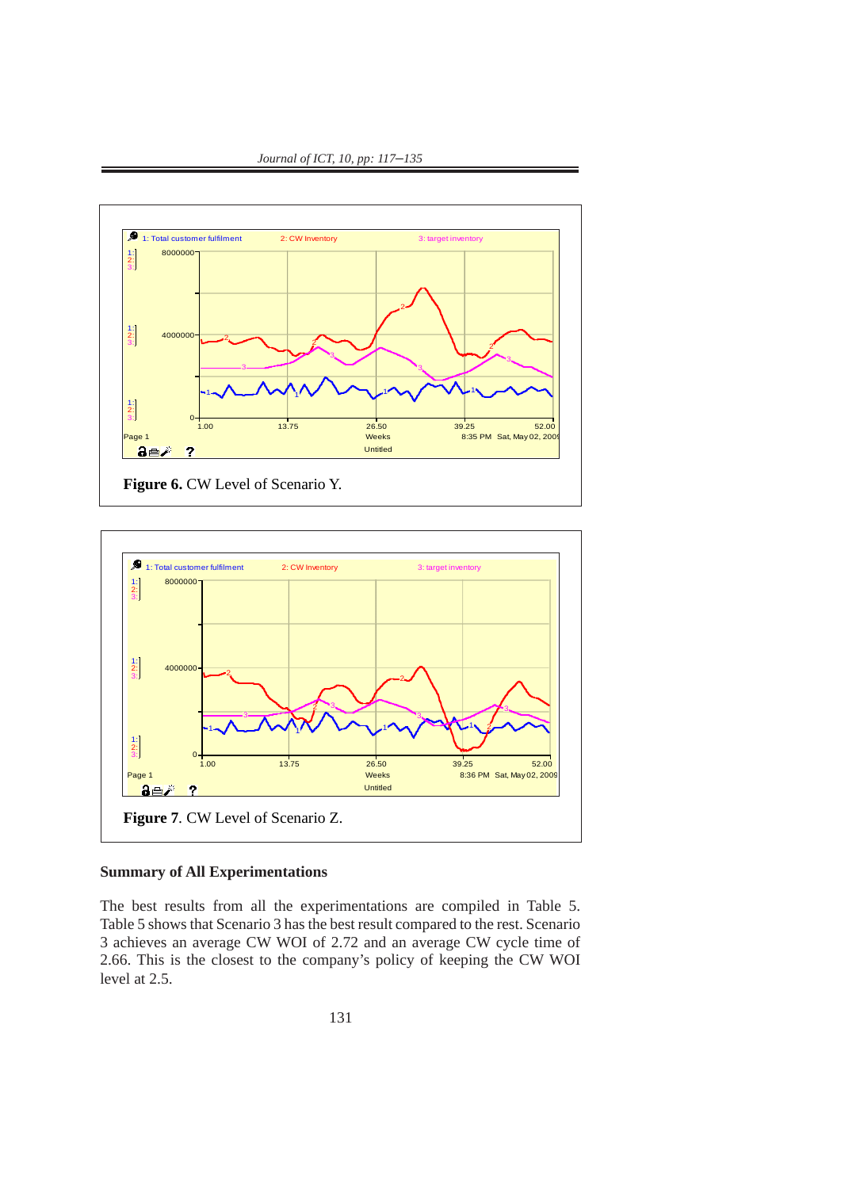**Figure 6.** CW Level of Scenario Y.

**Figure 7**. CW Level of Scenario Z.

### Summary of All Experimentations

The best results from all the experimentations are compiled in Table 5. Table 5 shows that Scenario 3 has the best result compared to the rest. Scenario 3 achieves an average CW WOI of 2.72 and an average CW cycle time of 2.66. This is the closest to the company's policy of keeping the CW WOI level at 2.5.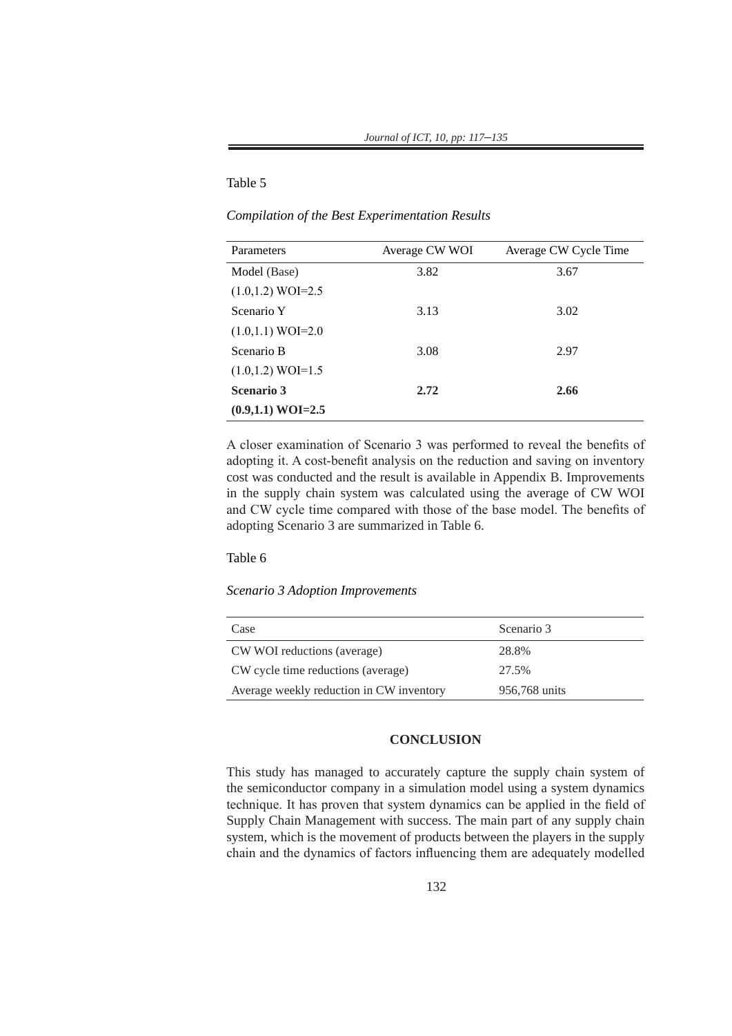Table 5

*Compilation of the Best Experimentation Results*

| Parameters | Average CW WOI | Average CW Cycle Time |
|---|---|---|
| Model (Base) (1.0,1.2) WOI=2.5 | 3.82 | 3.67 |
| Scenario Y (1.0,1.1) WOI=2.0 | 3.13 | 3.02 |
| Scenario B (1.0,1.2) WOI=1.5 | 3.08 | 2.97 |
| **Scenario 3 (0.9,1.1) WOI=2.5** | **2.72** | **2.66** |

A closer examination of Scenario 3 was performed to reveal the benefits of adopting it. A cost-benefit analysis on the reduction and saving on inventory cost was conducted and the result is available in Appendix B. Improvements in the supply chain system was calculated using the average of CW WOI and CW cycle time compared with those of the base model. The benefits of adopting Scenario 3 are summarized in Table 6.

Table 6

*Scenario 3 Adoption Improvements*

| Case | Scenario 3 |
|---|---|
| CW WOI reductions (average) | 28.8% |
| CW cycle time reductions (average) | 27.5% |
| Average weekly reduction in CW inventory | 956,768 units |

## CONCLUSION

This study has managed to accurately capture the supply chain system of the semiconductor company in a simulation model using a system dynamics technique. It has proven that system dynamics can be applied in the field of Supply Chain Management with success. The main part of any supply chain system, which is the movement of products between the players in the supply chain and the dynamics of factors influencing them are adequately modelled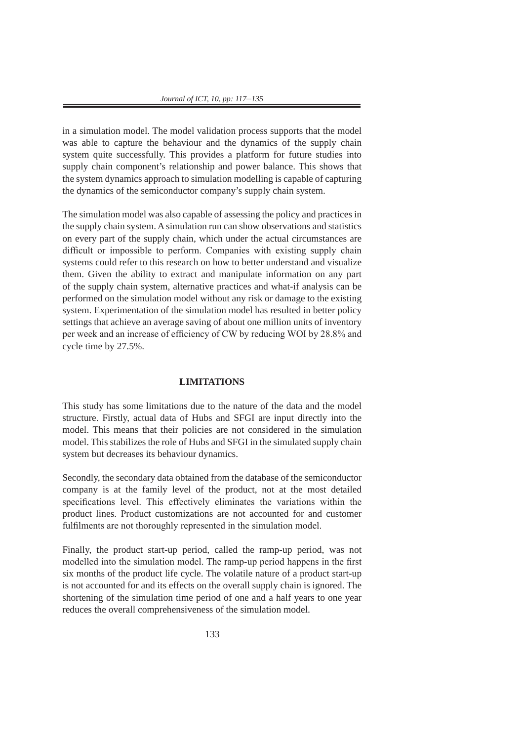in a simulation model. The model validation process supports that the model was able to capture the behaviour and the dynamics of the supply chain system quite successfully. This provides a platform for future studies into supply chain component's relationship and power balance. This shows that the system dynamics approach to simulation modelling is capable of capturing the dynamics of the semiconductor company's supply chain system.

The simulation model was also capable of assessing the policy and practices in the supply chain system. A simulation run can show observations and statistics on every part of the supply chain, which under the actual circumstances are difficult or impossible to perform. Companies with existing supply chain systems could refer to this research on how to better understand and visualize them. Given the ability to extract and manipulate information on any part of the supply chain system, alternative practices and what-if analysis can be performed on the simulation model without any risk or damage to the existing system. Experimentation of the simulation model has resulted in better policy settings that achieve an average saving of about one million units of inventory per week and an increase of efficiency of CW by reducing WOI by 28.8% and cycle time by 27.5%.

## LIMITATIONS

This study has some limitations due to the nature of the data and the model structure. Firstly, actual data of Hubs and SFGI are input directly into the model. This means that their policies are not considered in the simulation model. This stabilizes the role of Hubs and SFGI in the simulated supply chain system but decreases its behaviour dynamics.

Secondly, the secondary data obtained from the database of the semiconductor company is at the family level of the product, not at the most detailed specifications level. This effectively eliminates the variations within the product lines. Product customizations are not accounted for and customer fulfilments are not thoroughly represented in the simulation model.

Finally, the product start-up period, called the ramp-up period, was not modelled into the simulation model. The ramp-up period happens in the first six months of the product life cycle. The volatile nature of a product start-up is not accounted for and its effects on the overall supply chain is ignored. The shortening of the simulation time period of one and a half years to one year reduces the overall comprehensiveness of the simulation model.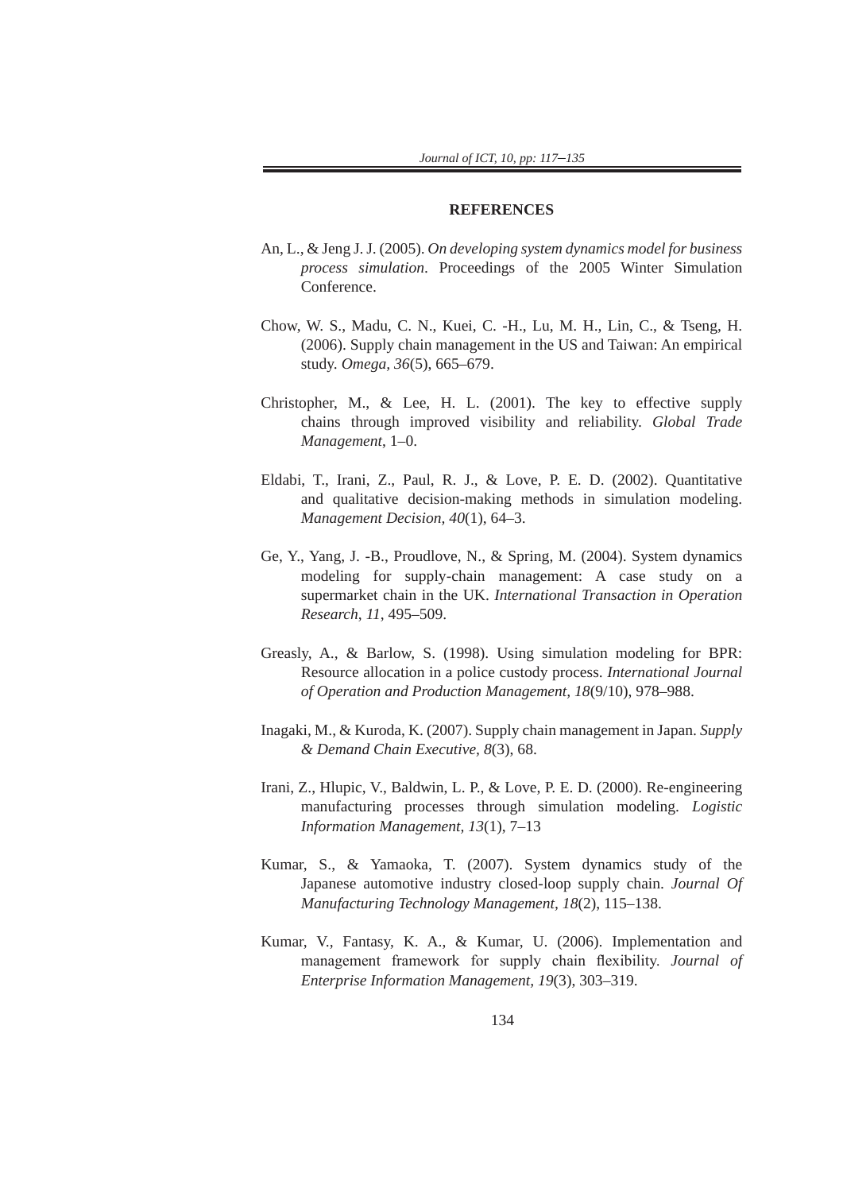## REFERENCES

An, L., & Jeng J. J. (2005). *On developing system dynamics model for business process simulation*. Proceedings of the 2005 Winter Simulation Conference.

Chow, W. S., Madu, C. N., Kuei, C. -H., Lu, M. H., Lin, C., & Tseng, H. (2006). Supply chain management in the US and Taiwan: An empirical study. *Omega, 36*(5), 665–679.

Christopher, M., & Lee, H. L. (2001). The key to effective supply chains through improved visibility and reliability. *Global Trade Management*, 1–0.

Eldabi, T., Irani, Z., Paul, R. J., & Love, P. E. D. (2002). Quantitative and qualitative decision-making methods in simulation modeling. *Management Decision, 40*(1), 64–3.

Ge, Y., Yang, J. -B., Proudlove, N., & Spring, M. (2004). System dynamics modeling for supply-chain management: A case study on a supermarket chain in the UK. *International Transaction in Operation Research*, *11*, 495–509.

Greasly, A., & Barlow, S. (1998). Using simulation modeling for BPR: Resource allocation in a police custody process. *International Journal of Operation and Production Management, 18*(9/10), 978–988.

Inagaki, M., & Kuroda, K. (2007). Supply chain management in Japan. *Supply & Demand Chain Executive, 8*(3), 68.

Irani, Z., Hlupic, V., Baldwin, L. P., & Love, P. E. D. (2000). Re-engineering manufacturing processes through simulation modeling. *Logistic Information Management, 13*(1), 7–13

Kumar, S., & Yamaoka, T. (2007). System dynamics study of the Japanese automotive industry closed-loop supply chain. *Journal Of Manufacturing Technology Management, 18*(2), 115–138.

Kumar, V., Fantasy, K. A., & Kumar, U. (2006). Implementation and management framework for supply chain flexibility. *Journal of Enterprise Information Management, 19*(3), 303–319.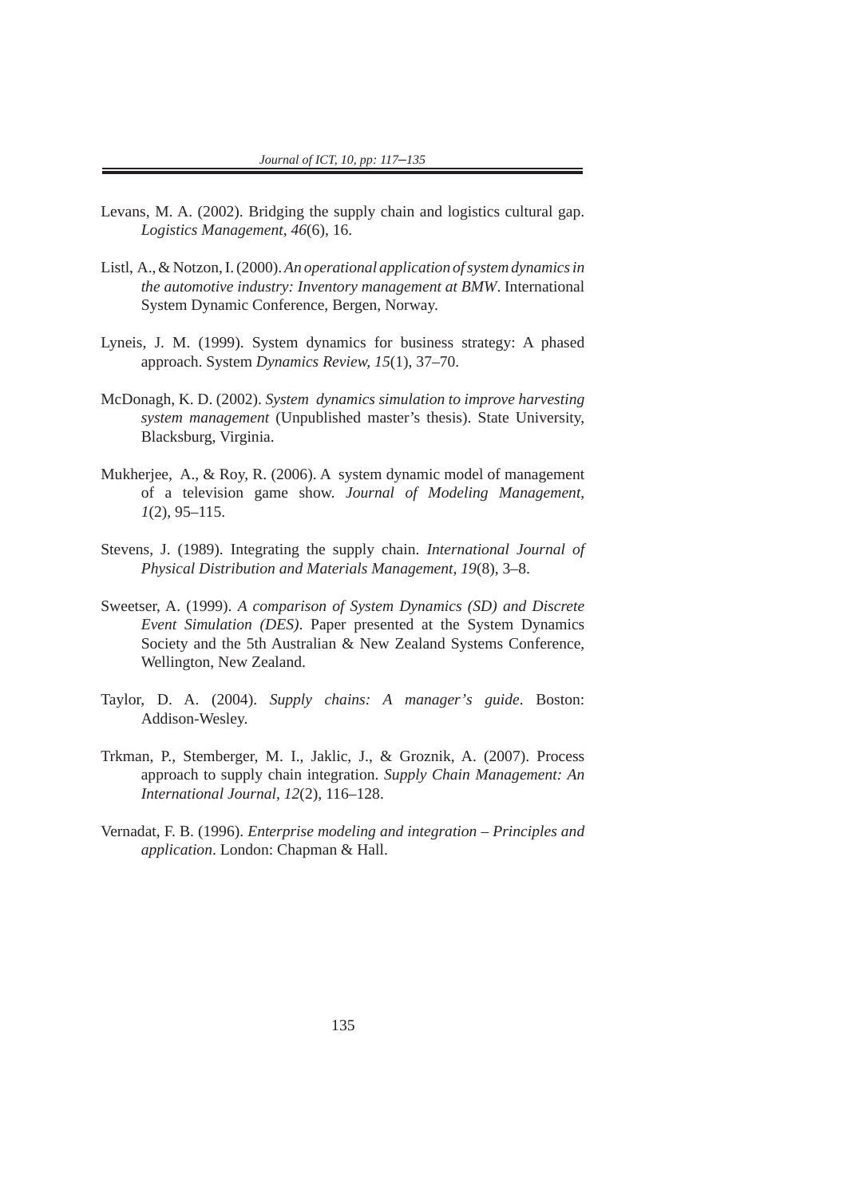Levans, M. A. (2002). Bridging the supply chain and logistics cultural gap. *Logistics Management, 46*(6), 16.

Listl, A., & Notzon, I. (2000). *An operational application of system dynamics in the automotive industry: Inventory management at BMW*. International System Dynamic Conference, Bergen, Norway.

Lyneis, J. M. (1999). System dynamics for business strategy: A phased approach. System *Dynamics Review, 15*(1), 37–70.

McDonagh, K. D. (2002). *System dynamics simulation to improve harvesting system management* (Unpublished master's thesis). State University, Blacksburg, Virginia.

Mukherjee, A., & Roy, R. (2006). A system dynamic model of management of a television game show. *Journal of Modeling Management, 1*(2), 95–115.

Stevens, J. (1989). Integrating the supply chain. *International Journal of Physical Distribution and Materials Management, 19*(8), 3–8.

Sweetser, A. (1999). *A comparison of System Dynamics (SD) and Discrete Event Simulation (DES)*. Paper presented at the System Dynamics Society and the 5th Australian & New Zealand Systems Conference, Wellington, New Zealand.

Taylor, D. A. (2004). *Supply chains: A manager's guide*. Boston: Addison-Wesley.

Trkman, P., Stemberger, M. I., Jaklic, J., & Groznik, A. (2007). Process approach to supply chain integration. *Supply Chain Management: An International Journal*, *12*(2), 116–128.

Vernadat, F. B. (1996). *Enterprise modeling and integration – Principles and application*. London: Chapman & Hall.